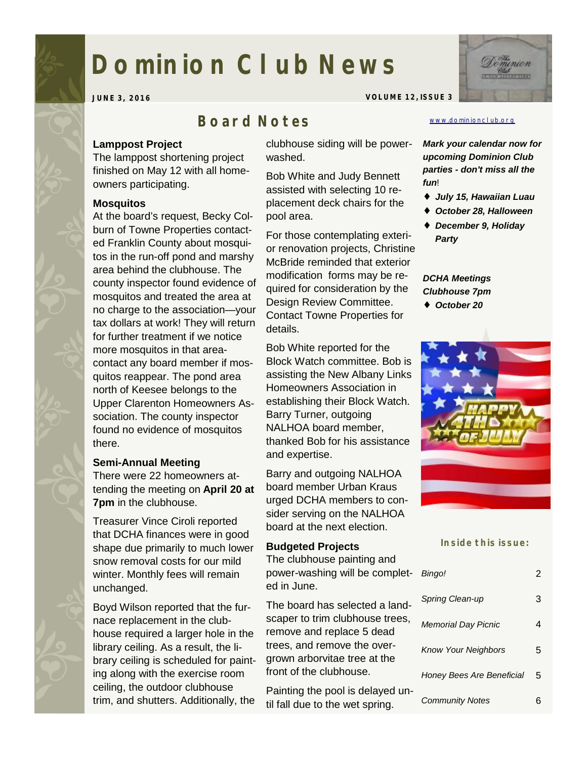# Dominion Club News

**JUNE 3, 2016**

**VOLUME 12, ISSUE 3**

## Board Notes

**Lamppost Project**

The lamppost shortening project finished on May 12 with all homeowners participating.

**Mosquitos**

At the board's request, Becky Colburn of Towne Properties contacted Franklin County about mosquitos in the run-off pond and marshy area behind the clubhouse. The county inspector found evidence of mosquitos and treated the area at no charge to the association—your tax dollars at work! They will return for further treatment if we notice more mosquitos in that area-contact any board member if mosquitos reappear. The pond area north of Keesee belongs to the Upper Clarenton Homeowners Association. The county inspector found no evidence of mosquitos there.

**Semi-Annual Meeting**

There were 22 homeowners attending the meeting on **April 20 at 7pm** in the clubhouse.

Treasurer Vince Ciroli reported that DCHA finances were in good shape due primarily to much lower snow removal costs for our mild winter. Monthly fees will remain unchanged.

Boyd Wilson reported that the furnace replacement in the clubhouse required a larger hole in the library ceiling. As a result, the library ceiling is scheduled for painting along with the exercise room ceiling, the outdoor clubhouse trim, and shutters. Additionally, the clubhouse siding will be power-washed.

Bob White and Judy Bennett assisted with selecting 10 replacement deck chairs for the pool area.

For those contemplating exterior renovation projects, Christine McBride reminded that exterior modification forms may be required for consideration by the Design Review Committee. Contact Towne Properties for details.

Bob White reported for the Block Watch committee. Bob is assisting the New Albany Links Homeowners Association in establishing their Block Watch. Barry Turner, outgoing NALHOA board member, thanked Bob for his assistance and expertise.

Barry and outgoing NALHOA board member Urban Kraus urged DCHA members to consider serving on the NALHOA board at the next election.

**Budgeted Projects**

The clubhouse painting and power-washing will be completed in June.

The board has selected a landscaper to trim clubhouse trees, remove and replace 5 dead trees, and remove the overgrown arborvitae tree at the front of the clubhouse.

Painting the pool is delayed until fall due to the wet spring.

www.dominionclub.org

***Mark your calendar now for upcoming Dominion Club parties - don't miss all the fun*!**

- ***July 15, Hawaiian Luau***
- ***October 28, Halloween***
- ***December 9, Holiday Party***

***DCHA Meetings***
***Clubhouse 7pm***

- ***October 20***

**Inside this issue:**

| | |
|---|---|
| *Bingo!* | 2 |
| *Spring Clean-up* | 3 |
| *Memorial Day Picnic* | 4 |
| *Know Your Neighbors* | 5 |
| *Honey Bees Are Beneficial* | 5 |
| *Community Notes* | 6 |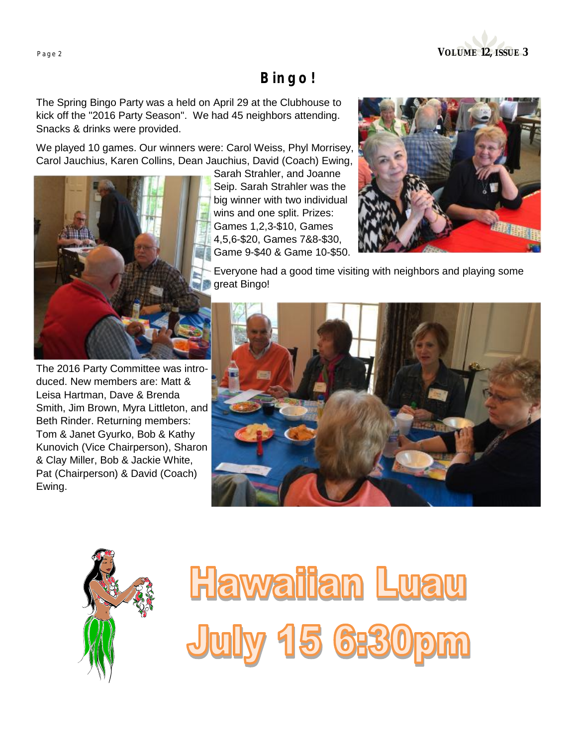# Bingo!

The Spring Bingo Party was a held on April 29 at the Clubhouse to kick off the "2016 Party Season". We had 45 neighbors attending. Snacks & drinks were provided.

We played 10 games. Our winners were: Carol Weiss, Phyl Morrisey, Carol Jauchius, Karen Collins, Dean Jauchius, David (Coach) Ewing, Sarah Strahler, and Joanne Seip. Sarah Strahler was the big winner with two individual wins and one split. Prizes: Games 1,2,3-$10, Games 4,5,6-$20, Games 7&8-$30, Game 9-$40 & Game 10-$50.

Everyone had a good time visiting with neighbors and playing some great Bingo!

The 2016 Party Committee was introduced. New members are: Matt & Leisa Hartman, Dave & Brenda Smith, Jim Brown, Myra Littleton, and Beth Rinder. Returning members: Tom & Janet Gyurko, Bob & Kathy Kunovich (Vice Chairperson), Sharon & Clay Miller, Bob & Jackie White, Pat (Chairperson) & David (Coach) Ewing.

# Hawaiian Luau

# July 15 6:30pm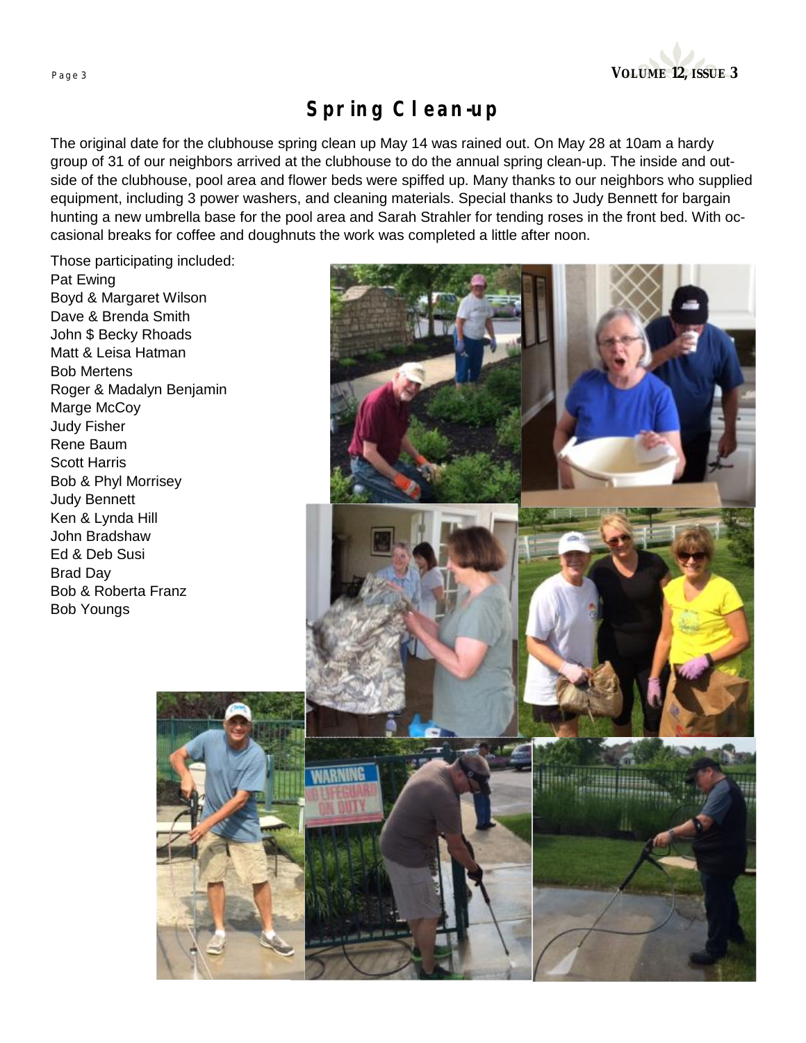# Spring Clean-up

The original date for the clubhouse spring clean up May 14 was rained out. On May 28 at 10am a hardy group of 31 of our neighbors arrived at the clubhouse to do the annual spring clean-up. The inside and outside of the clubhouse, pool area and flower beds were spiffed up. Many thanks to our neighbors who supplied equipment, including 3 power washers, and cleaning materials. Special thanks to Judy Bennett for bargain hunting a new umbrella base for the pool area and Sarah Strahler for tending roses in the front bed. With occasional breaks for coffee and doughnuts the work was completed a little after noon.

Those participating included:

Pat Ewing
Boyd & Margaret Wilson
Dave & Brenda Smith
John $ Becky Rhoads
Matt & Leisa Hatman
Bob Mertens
Roger & Madalyn Benjamin
Marge McCoy
Judy Fisher
Rene Baum
Scott Harris
Bob & Phyl Morrisey
Judy Bennett
Ken & Lynda Hill
John Bradshaw
Ed & Deb Susi
Brad Day
Bob & Roberta Franz
Bob Youngs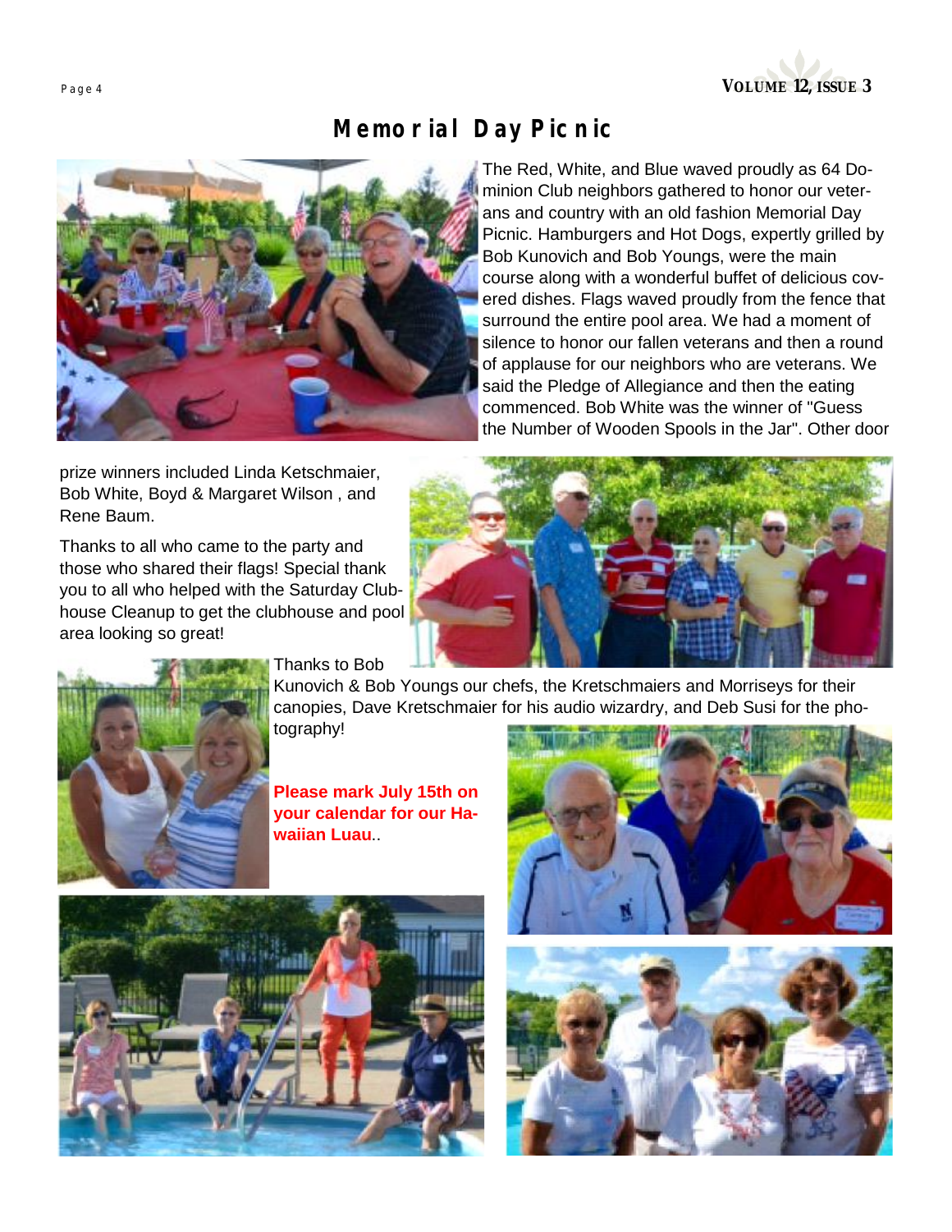# Memorial Day Picnic

The Red, White, and Blue waved proudly as 64 Dominion Club neighbors gathered to honor our veterans and country with an old fashion Memorial Day Picnic. Hamburgers and Hot Dogs, expertly grilled by Bob Kunovich and Bob Youngs, were the main course along with a wonderful buffet of delicious covered dishes. Flags waved proudly from the fence that surround the entire pool area. We had a moment of silence to honor our fallen veterans and then a round of applause for our neighbors who are veterans. We said the Pledge of Allegiance and then the eating commenced. Bob White was the winner of "Guess the Number of Wooden Spools in the Jar". Other door prize winners included Linda Ketschmaier, Bob White, Boyd & Margaret Wilson , and Rene Baum.

Thanks to all who came to the party and those who shared their flags! Special thank you to all who helped with the Saturday Clubhouse Cleanup to get the clubhouse and pool area looking so great!

Thanks to Bob Kunovich & Bob Youngs our chefs, the Kretschmaiers and Morriseys for their canopies, Dave Kretschmaier for his audio wizardry, and Deb Susi for the photography!

**Please mark July 15th on your calendar for our Hawaiian Luau**..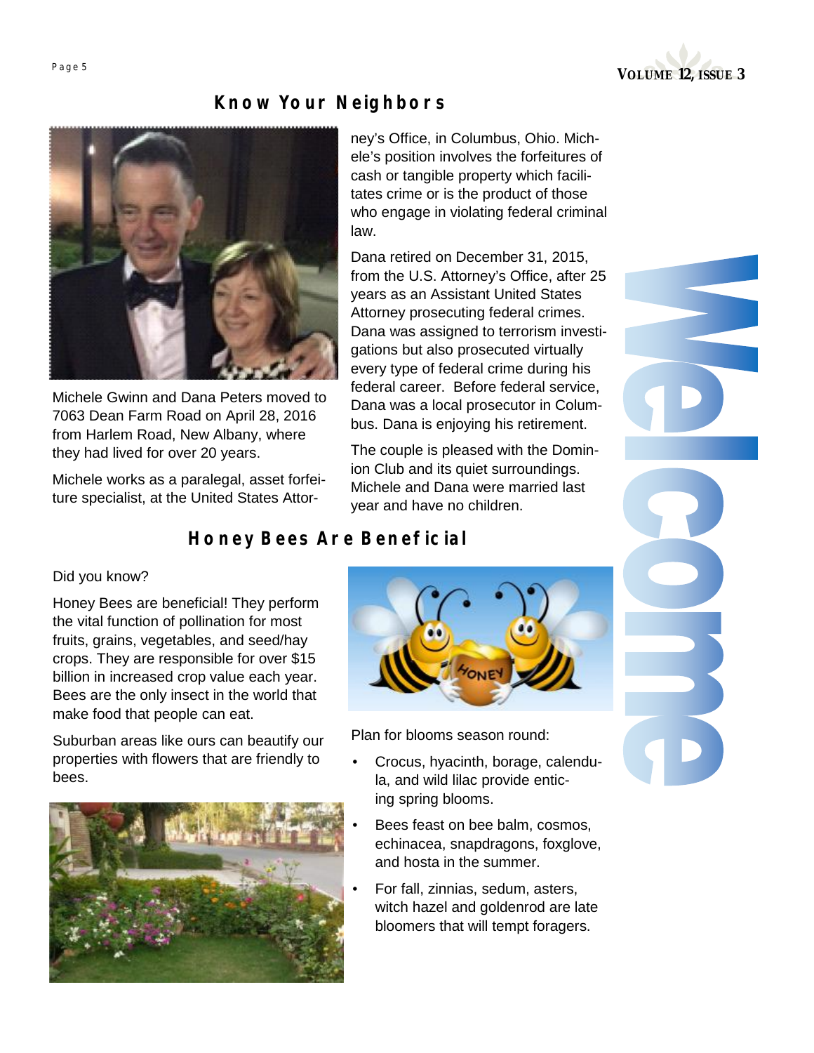## Know Your Neighbors

Michele Gwinn and Dana Peters moved to 7063 Dean Farm Road on April 28, 2016 from Harlem Road, New Albany, where they had lived for over 20 years.

Michele works as a paralegal, asset forfeiture specialist, at the United States Attorney's Office, in Columbus, Ohio. Michele's position involves the forfeitures of cash or tangible property which facilitates crime or is the product of those who engage in violating federal criminal law.

Dana retired on December 31, 2015, from the U.S. Attorney's Office, after 25 years as an Assistant United States Attorney prosecuting federal crimes. Dana was assigned to terrorism investigations but also prosecuted virtually every type of federal crime during his federal career. Before federal service, Dana was a local prosecutor in Columbus. Dana is enjoying his retirement.

The couple is pleased with the Dominion Club and its quiet surroundings. Michele and Dana were married last year and have no children.

Welcome

## Honey Bees Are Beneficial

Did you know?

Honey Bees are beneficial! They perform the vital function of pollination for most fruits, grains, vegetables, and seed/hay crops. They are responsible for over $15 billion in increased crop value each year. Bees are the only insect in the world that make food that people can eat.

Suburban areas like ours can beautify our properties with flowers that are friendly to bees.

Plan for blooms season round:

- Crocus, hyacinth, borage, calendula, and wild lilac provide enticing spring blooms.
- Bees feast on bee balm, cosmos, echinacea, snapdragons, foxglove, and hosta in the summer.
- For fall, zinnias, sedum, asters, witch hazel and goldenrod are late bloomers that will tempt foragers.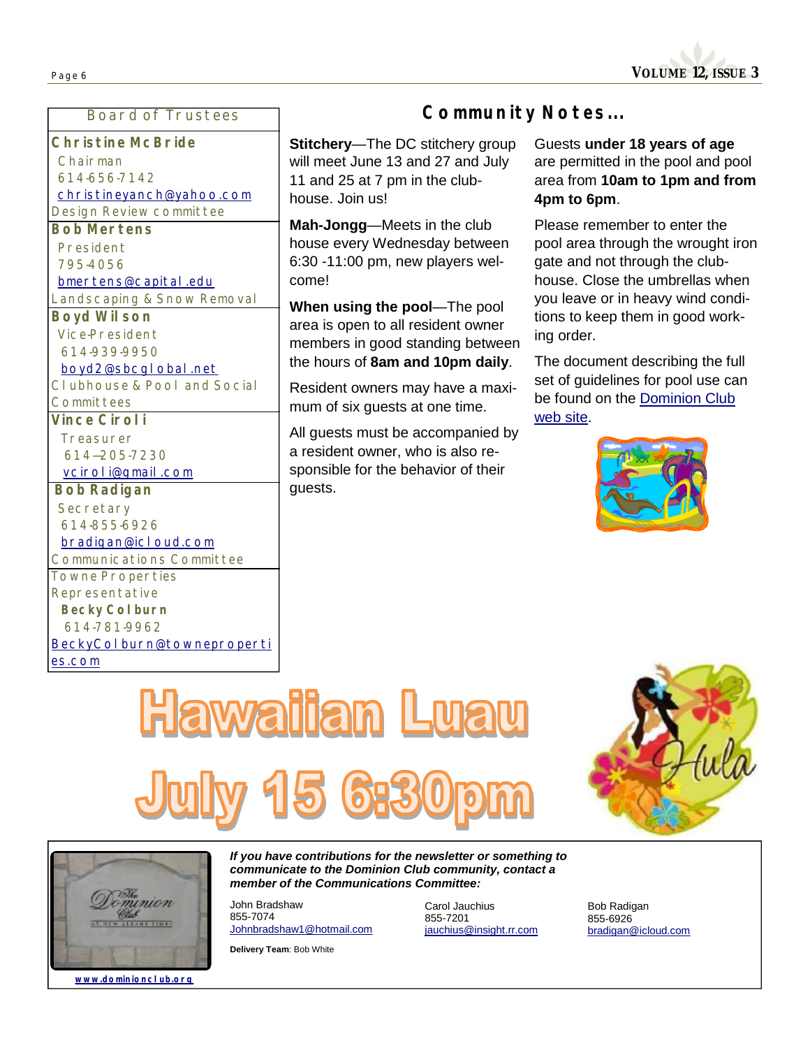## Board of Trustees

**Christine McBride**
Chairman
614-656-7142
christineyanch@yahoo.com
Design Review committee

**Bob Mertens**
President
795-4056
bmertens@capital.edu
Landscaping & Snow Removal

**Boyd Wilson**
Vice-President
614-939-9950
boyd2@sbcglobal.net
Clubhouse & Pool and Social Committees

**Vince Ciroli**
Treasurer
614–205-7230
vciroli@gmail.com

**Bob Radigan**
Secretary
614-855-6926
bradigan@icloud.com
Communications Committee

Towne Properties Representative
**Becky Colburn**
614-781-9962
BeckyColburn@towneproperties.com

## Community Notes...

**Stitchery**—The DC stitchery group will meet June 13 and 27 and July 11 and 25 at 7 pm in the clubhouse. Join us!

**Mah-Jongg**—Meets in the club house every Wednesday between 6:30 -11:00 pm, new players welcome!

**When using the pool**—The pool area is open to all resident owner members in good standing between the hours of **8am and 10pm daily**.

Resident owners may have a maximum of six guests at one time.

All guests must be accompanied by a resident owner, who is also responsible for the behavior of their guests.

Guests **under 18 years of age** are permitted in the pool and pool area from **10am to 1pm and from 4pm to 6pm**.

Please remember to enter the pool area through the wrought iron gate and not through the clubhouse. Close the umbrellas when you leave or in heavy wind conditions to keep them in good working order.

The document describing the full set of guidelines for pool use can be found on the Dominion Club web site.

# Hawaiian Luau

# July 15 6:30pm

www.dominionclub.org

***If you have contributions for the newsletter or something to communicate to the Dominion Club community, contact a member of the Communications Committee:***

John Bradshaw
855-7074
Johnbradshaw1@hotmail.com

Carol Jauchius
855-7201
jauchius@insight.rr.com

Bob Radigan
855-6926
bradigan@icloud.com

**Delivery Team**: Bob White